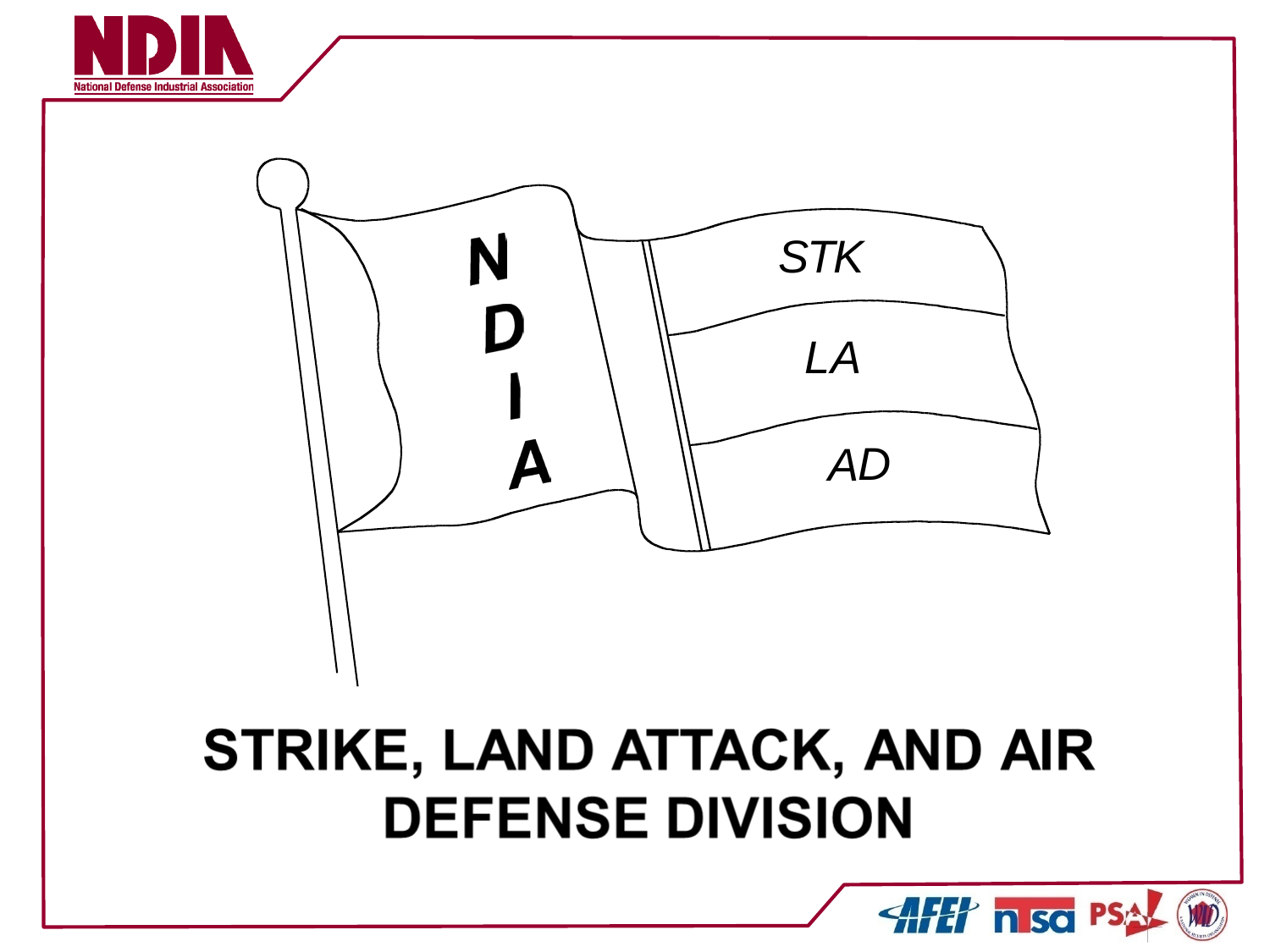# STRIKE, LAND ATTACK, AND AIR DEFENSE DIVISION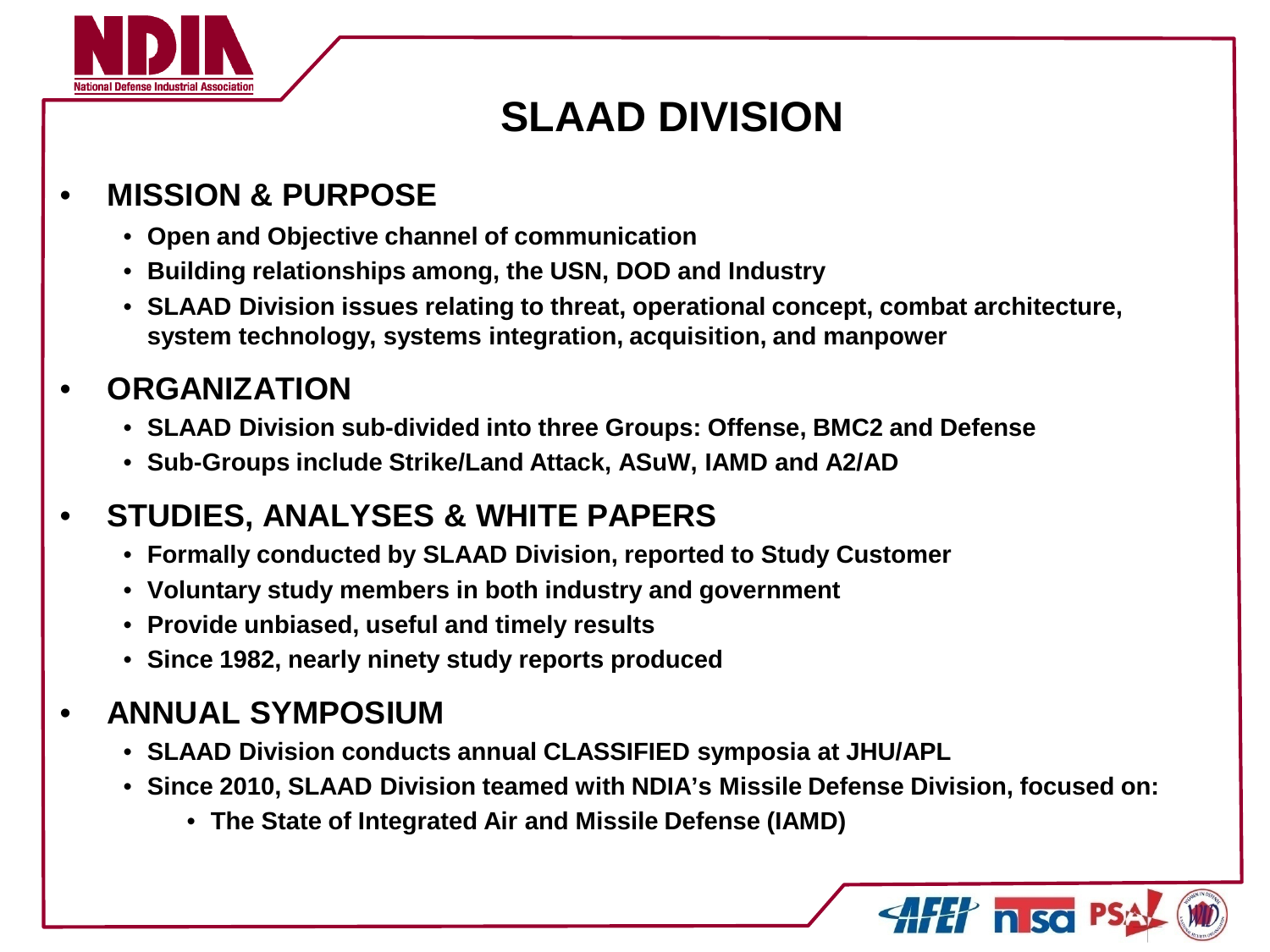# SLAAD DIVISION

- **MISSION & PURPOSE**
  - **Open and Objective channel of communication**
  - **Building relationships among, the USN, DOD and Industry**
  - **SLAAD Division issues relating to threat, operational concept, combat architecture, system technology, systems integration, acquisition, and manpower**
- **ORGANIZATION**
  - **SLAAD Division sub-divided into three Groups: Offense, BMC2 and Defense**
  - **Sub-Groups include Strike/Land Attack, ASuW, IAMD and A2/AD**
- **STUDIES, ANALYSES & WHITE PAPERS**
  - **Formally conducted by SLAAD Division, reported to Study Customer**
  - **Voluntary study members in both industry and government**
  - **Provide unbiased, useful and timely results**
  - **Since 1982, nearly ninety study reports produced**
- **ANNUAL SYMPOSIUM**
  - **SLAAD Division conducts annual CLASSIFIED symposia at JHU/APL**
  - **Since 2010, SLAAD Division teamed with NDIA's Missile Defense Division, focused on:**
    - **The State of Integrated Air and Missile Defense (IAMD)**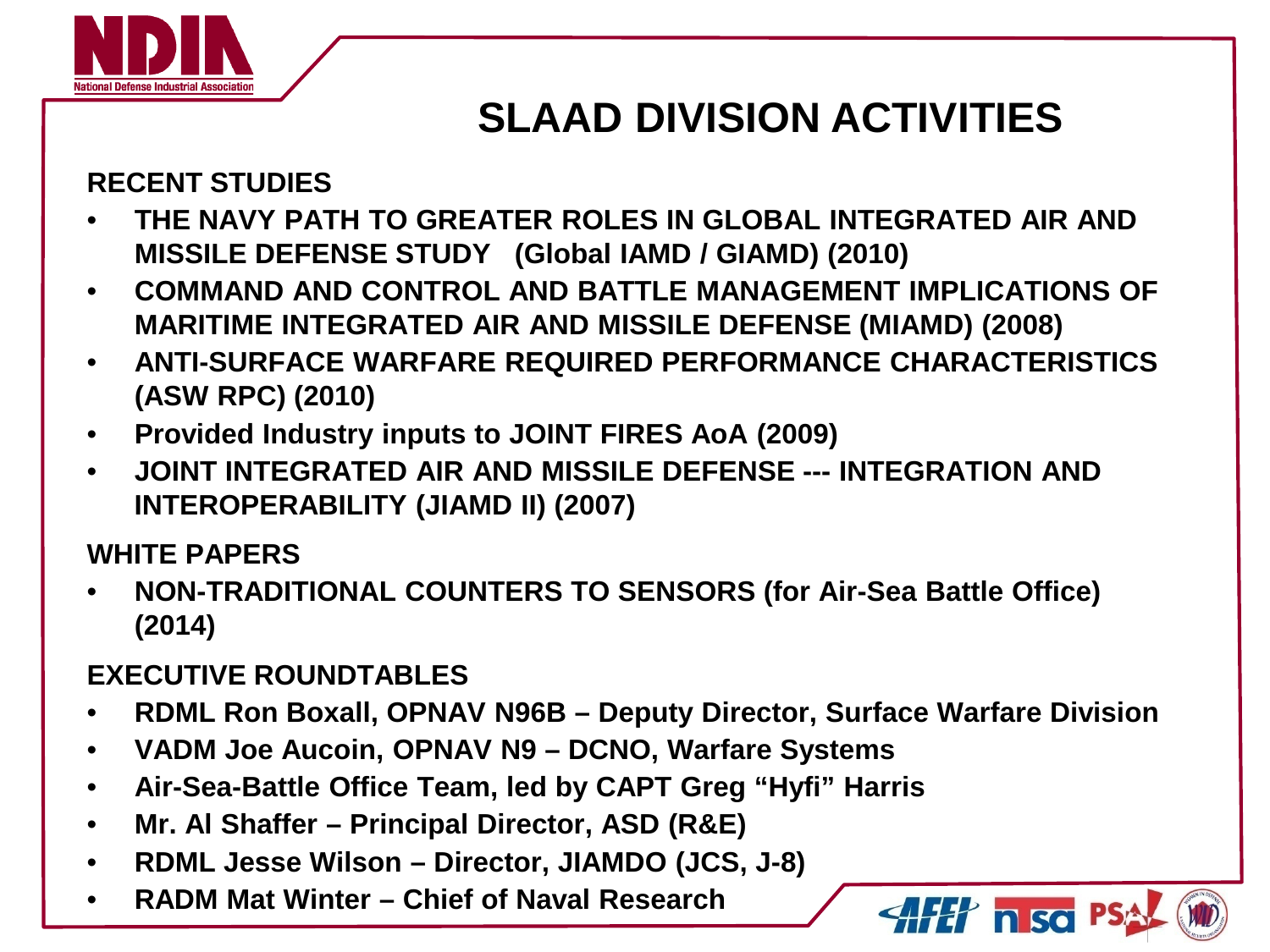# SLAAD DIVISION ACTIVITIES

**RECENT STUDIES**

- **THE NAVY PATH TO GREATER ROLES IN GLOBAL INTEGRATED AIR AND MISSILE DEFENSE STUDY (Global IAMD / GIAMD) (2010)**
- **COMMAND AND CONTROL AND BATTLE MANAGEMENT IMPLICATIONS OF MARITIME INTEGRATED AIR AND MISSILE DEFENSE (MIAMD) (2008)**
- **ANTI-SURFACE WARFARE REQUIRED PERFORMANCE CHARACTERISTICS (ASW RPC) (2010)**
- **Provided Industry inputs to JOINT FIRES AoA (2009)**
- **JOINT INTEGRATED AIR AND MISSILE DEFENSE --- INTEGRATION AND INTEROPERABILITY (JIAMD II) (2007)**

**WHITE PAPERS**

- **NON-TRADITIONAL COUNTERS TO SENSORS (for Air-Sea Battle Office) (2014)**

**EXECUTIVE ROUNDTABLES**

- **RDML Ron Boxall, OPNAV N96B – Deputy Director, Surface Warfare Division**
- **VADM Joe Aucoin, OPNAV N9 – DCNO, Warfare Systems**
- **Air-Sea-Battle Office Team, led by CAPT Greg "Hyfi" Harris**
- **Mr. Al Shaffer – Principal Director, ASD (R&E)**
- **RDML Jesse Wilson – Director, JIAMDO (JCS, J-8)**
- **RADM Mat Winter – Chief of Naval Research**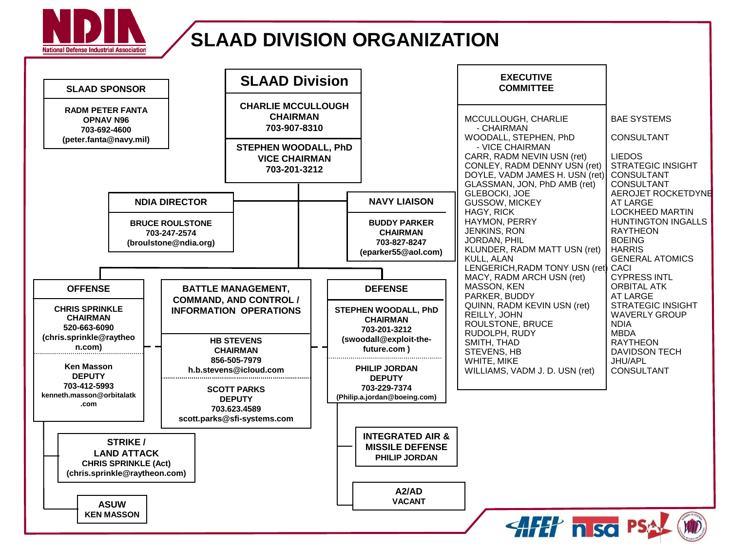# SLAAD DIVISION ORGANIZATION

## SLAAD SPONSOR

**RADM PETER FANTA**
**OPNAV N96**
**703-692-4600**
**(peter.fanta@navy.mil)**

## SLAAD Division

**CHARLIE MCCULLOUGH**
**CHAIRMAN**
**703-907-8310**

**STEPHEN WOODALL, PhD**
**VICE CHAIRMAN**
**703-201-3212**

## NDIA DIRECTOR

**BRUCE ROULSTONE**
**703-247-2574**
**(broulstone@ndia.org)**

## NAVY LIAISON

**BUDDY PARKER**
**CHAIRMAN**
**703-827-8247**
**(eparker55@aol.com)**

## OFFENSE

**CHRIS SPRINKLE**
**CHAIRMAN**
**520-663-6090**
**(chris.sprinkle@raytheon.com)**

**Ken Masson**
**DEPUTY**
**703-412-5993**
**kenneth.masson@orbitalatk.com**

### STRIKE / LAND ATTACK

**CHRIS SPRINKLE (Act)**
**(chris.sprinkle@raytheon.com)**

### ASUW

**KEN MASSON**

## BATTLE MANAGEMENT, COMMAND, AND CONTROL / INFORMATION OPERATIONS

**HB STEVENS**
**CHAIRMAN**
**856-505-7979**
**h.b.stevens@icloud.com**

**SCOTT PARKS**
**DEPUTY**
**703.623.4589**
**scott.parks@sfi-systems.com**

## DEFENSE

**STEPHEN WOODALL, PhD**
**CHAIRMAN**
**703-201-3212**
**(swoodall@exploit-the-future.com )**

**PHILIP JORDAN**
**DEPUTY**
**703-229-7374**
**(Philip.a.jordan@boeing.com)**

### INTEGRATED AIR & MISSILE DEFENSE

**PHILIP JORDAN**

### A2/AD

**VACANT**

## EXECUTIVE COMMITTEE

| Name | Affiliation |
|---|---|
| MCCULLOUGH, CHARLIE - CHAIRMAN | BAE SYSTEMS |
| WOODALL, STEPHEN, PhD - VICE CHAIRMAN | CONSULTANT |
| CARR, RADM NEVIN USN (ret) | LIEDOS |
| CONLEY, RADM DENNY USN (ret) | STRATEGIC INSIGHT |
| DOYLE, VADM JAMES H. USN (ret) | CONSULTANT |
| GLASSMAN, JON, PhD AMB (ret) | CONSULTANT |
| GLEBOCKI, JOE | AEROJET ROCKETDYNE |
| GUSSOW, MICKEY | AT LARGE |
| HAGY, RICK | LOCKHEED MARTIN |
| HAYMON, PERRY | HUNTINGTON INGALLS |
| JENKINS, RON | RAYTHEON |
| JORDAN, PHIL | BOEING |
| KLUNDER, RADM MATT USN (ret) | HARRIS |
| KULL, ALAN | GENERAL ATOMICS |
| LENGERICH,RADM TONY USN (ret) | CACI |
| MACY, RADM ARCH USN (ret) | CYPRESS INTL |
| MASSON, KEN | ORBITAL ATK |
| PARKER, BUDDY | AT LARGE |
| QUINN, RADM KEVIN USN (ret) | STRATEGIC INSIGHT |
| REILLY, JOHN | WAVERLY GROUP |
| ROULSTONE, BRUCE | NDIA |
| RUDOLPH, RUDY | MBDA |
| SMITH, THAD | RAYTHEON |
| STEVENS, HB | DAVIDSON TECH |
| WHITE, MIKE | JHU/APL |
| WILLIAMS, VADM J. D. USN (ret) | CONSULTANT |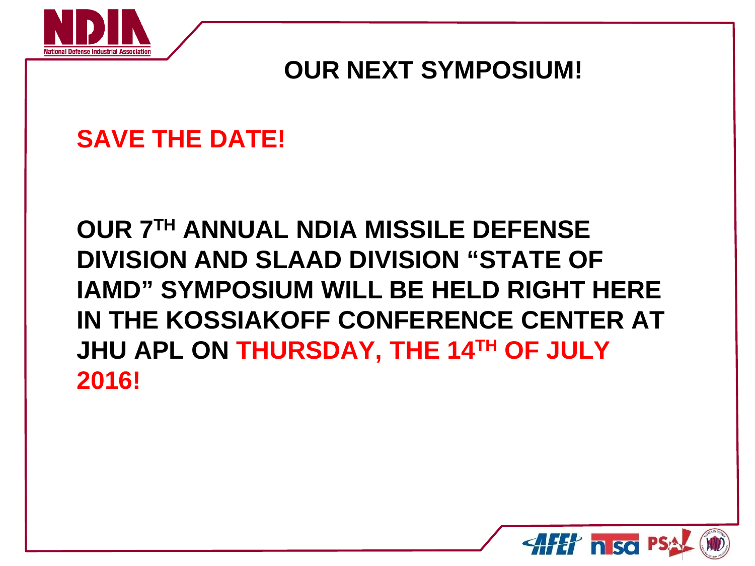# OUR NEXT SYMPOSIUM!

**SAVE THE DATE!**

**OUR 7TH ANNUAL NDIA MISSILE DEFENSE DIVISION AND SLAAD DIVISION "STATE OF IAMD" SYMPOSIUM WILL BE HELD RIGHT HERE IN THE KOSSIAKOFF CONFERENCE CENTER AT JHU APL ON THURSDAY, THE 14TH OF JULY 2016!**